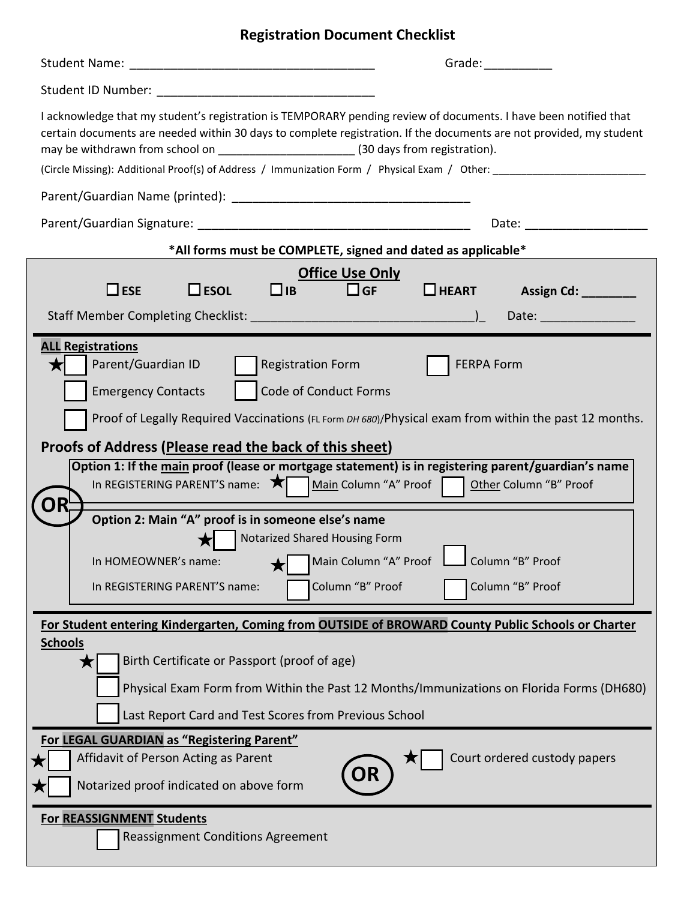# Registration Document Checklist

Student Name: ___________________________________ Grade: __________

Student ID Number: ________________________________

I acknowledge that my student's registration is TEMPORARY pending review of documents. I have been notified that certain documents are needed within 30 days to complete registration. If the documents are not provided, my student may be withdrawn from school on ______________________ (30 days from registration).

(Circle Missing): Additional Proof(s) of Address / Immunization Form / Physical Exam / Other: __________________________

Parent/Guardian Name (printed): ____________________________________

Parent/Guardian Signature: __________________________________________ Date: __________________

**\*All forms must be COMPLETE, signed and dated as applicable\***

## Office Use Only

☐ ESE ☐ ESOL ☐ IB ☐ GF ☐ HEART **Assign Cd: ________**

Staff Member Completing Checklist: _________________________________)_ Date: ______________

### ALL Registrations

- ★ ☐ Parent/Guardian ID
- ☐ Registration Form
- ☐ FERPA Form
- ☐ Emergency Contacts
- ☐ Code of Conduct Forms
- ☐ Proof of Legally Required Vaccinations (FL Form *DH 680*)/Physical exam from within the past 12 months.

### Proofs of Address (Please read the back of this sheet)

**Option 1: If the main proof (lease or mortgage statement) is in registering parent/guardian's name**

In REGISTERING PARENT'S name: ★ ☐ Main Column "A" Proof ☐ Other Column "B" Proof

**OR**

**Option 2: Main "A" proof is in someone else's name**

★ ☐ Notarized Shared Housing Form

In HOMEOWNER's name: ★ ☐ Main Column "A" Proof ☐ Column "B" Proof

In REGISTERING PARENT'S name: ☐ Column "B" Proof ☐ Column "B" Proof

### For Student entering Kindergarten, Coming from OUTSIDE of BROWARD County Public Schools or Charter Schools

- ★ ☐ Birth Certificate or Passport (proof of age)
- ☐ Physical Exam Form from Within the Past 12 Months/Immunizations on Florida Forms (DH680)
- ☐ Last Report Card and Test Scores from Previous School

### For LEGAL GUARDIAN as "Registering Parent"

- ★ ☐ Affidavit of Person Acting as Parent
- ★ ☐ Notarized proof indicated on above form

**OR**

- ★ ☐ Court ordered custody papers

### For REASSIGNMENT Students

- ☐ Reassignment Conditions Agreement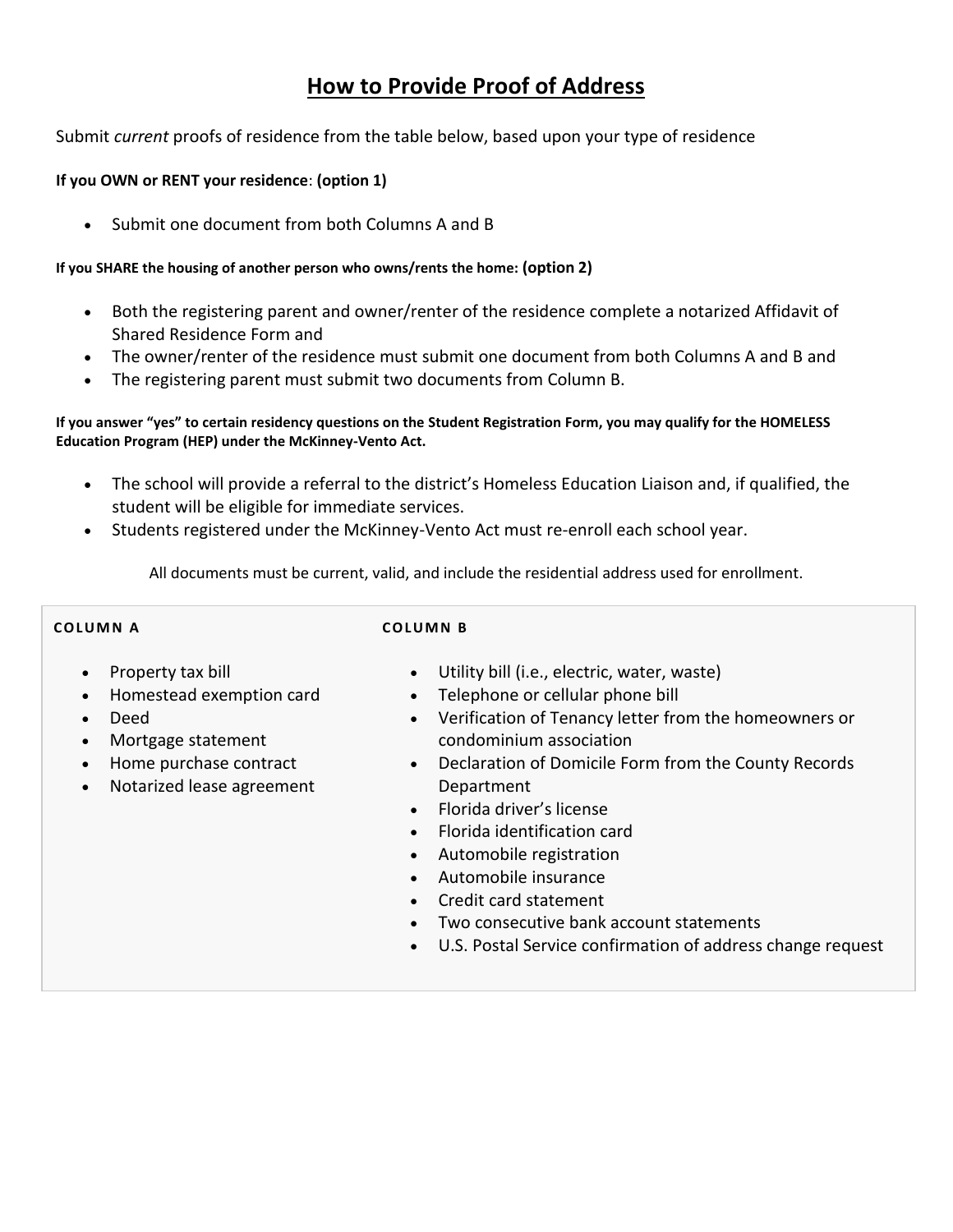# How to Provide Proof of Address

Submit *current* proofs of residence from the table below, based upon your type of residence

**If you OWN or RENT your residence: (option 1)**

- Submit one document from both Columns A and B

**If you SHARE the housing of another person who owns/rents the home: (option 2)**

- Both the registering parent and owner/renter of the residence complete a notarized Affidavit of Shared Residence Form and
- The owner/renter of the residence must submit one document from both Columns A and B and
- The registering parent must submit two documents from Column B.

**If you answer "yes" to certain residency questions on the Student Registration Form, you may qualify for the HOMELESS Education Program (HEP) under the McKinney-Vento Act.**

- The school will provide a referral to the district's Homeless Education Liaison and, if qualified, the student will be eligible for immediate services.
- Students registered under the McKinney-Vento Act must re-enroll each school year.

All documents must be current, valid, and include the residential address used for enrollment.

| COLUMN A | COLUMN B |
|---|---|
| • Property tax bill<br>• Homestead exemption card<br>• Deed<br>• Mortgage statement<br>• Home purchase contract<br>• Notarized lease agreement | • Utility bill (i.e., electric, water, waste)<br>• Telephone or cellular phone bill<br>• Verification of Tenancy letter from the homeowners or condominium association<br>• Declaration of Domicile Form from the County Records Department<br>• Florida driver's license<br>• Florida identification card<br>• Automobile registration<br>• Automobile insurance<br>• Credit card statement<br>• Two consecutive bank account statements<br>• U.S. Postal Service confirmation of address change request |